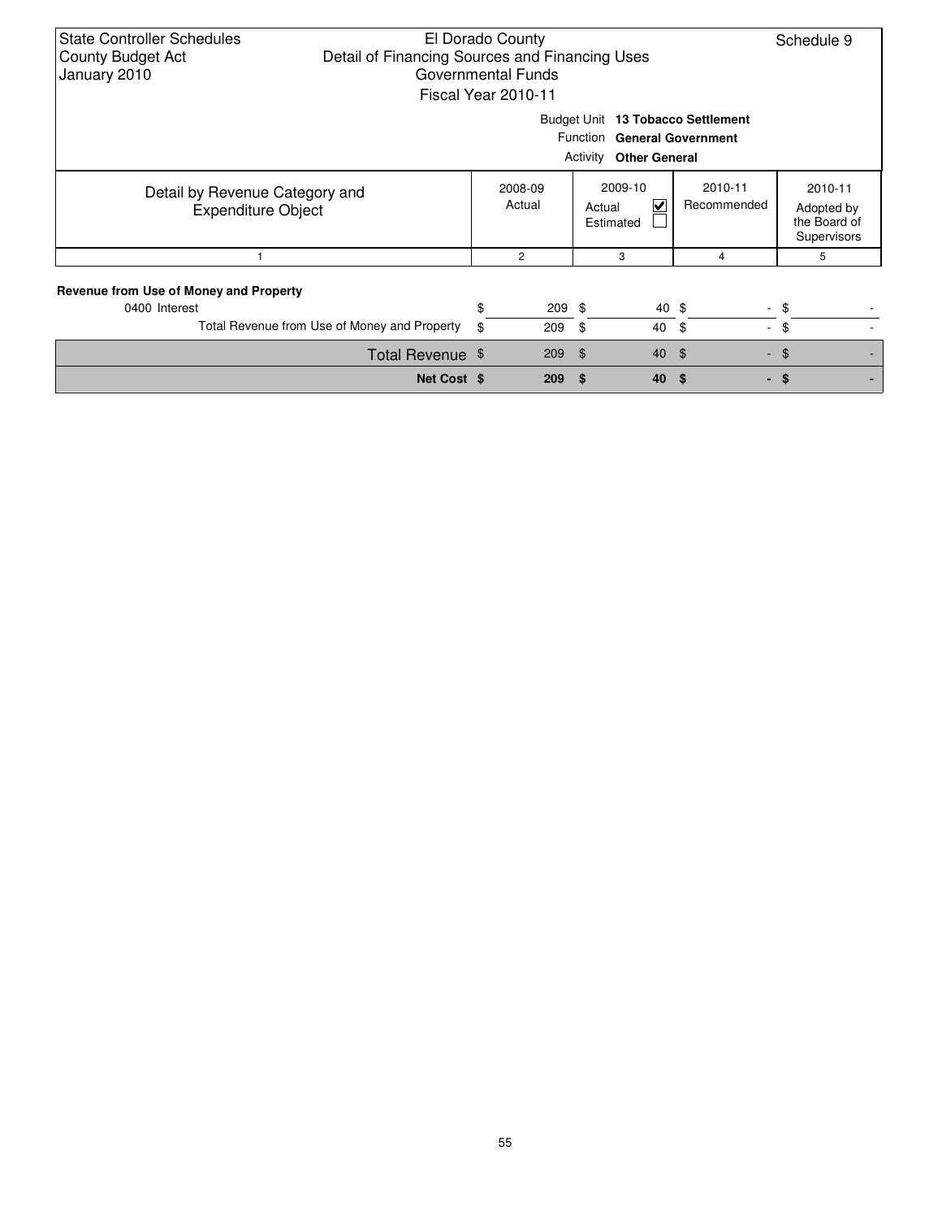State Controller Schedules
County Budget Act
January 2010

El Dorado County
Detail of Financing Sources and Financing Uses
Governmental Funds
Fiscal Year 2010-11

Schedule 9

Budget Unit **13 Tobacco Settlement**
Function **General Government**
Activity **Other General**

| Detail by Revenue Category and Expenditure Object | 2008-09 Actual | 2009-10 Actual ☑ Estimated ☐ | 2010-11 Recommended | 2010-11 Adopted by the Board of Supervisors |
|---|---|---|---|---|
| 1 | 2 | 3 | 4 | 5 |
| **Revenue from Use of Money and Property** | | | | |
| 0400 Interest | $ 209 | $ 40 | $ - | $ - |
| Total Revenue from Use of Money and Property | $ 209 | $ 40 | $ - | $ - |
| Total Revenue | $ 209 | $ 40 | $ - | $ - |
| **Net Cost** | **$ 209** | **$ 40** | **$ -** | **$ -** |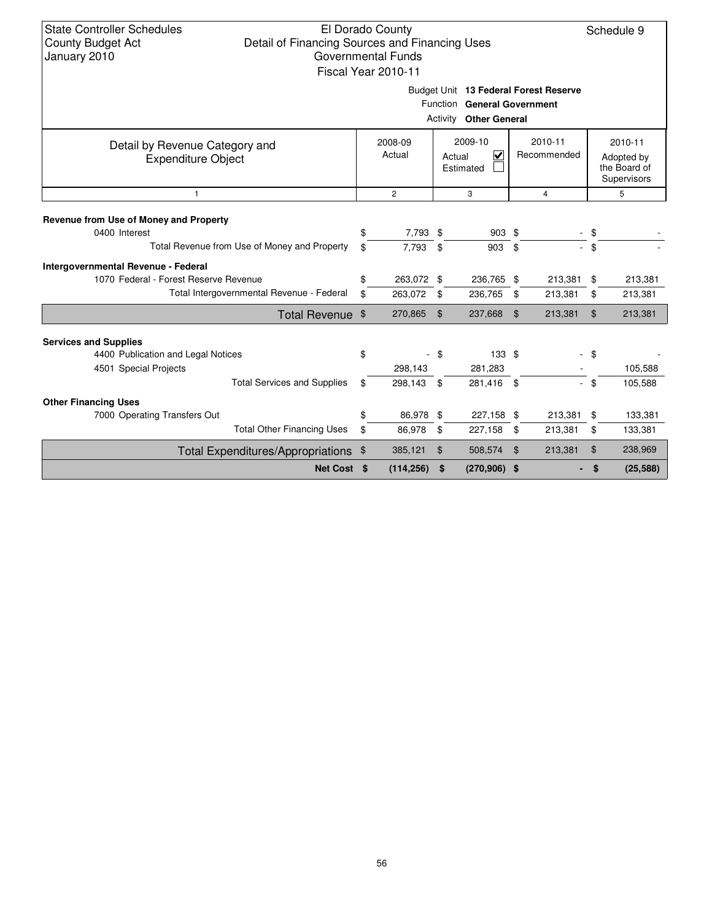State Controller Schedules
County Budget Act
January 2010

El Dorado County
Detail of Financing Sources and Financing Uses
Governmental Funds
Fiscal Year 2010-11

Schedule 9

Budget Unit **13 Federal Forest Reserve**
Function **General Government**
Activity **Other General**

| Detail by Revenue Category and Expenditure Object | 2008-09 Actual | 2009-10 Actual ☑ Estimated ☐ | 2010-11 Recommended | 2010-11 Adopted by the Board of Supervisors |
|---|---|---|---|---|
| 1 | 2 | 3 | 4 | 5 |
| **Revenue from Use of Money and Property** | | | | |
| 0400 Interest | $ 7,793 | $ 903 | $ - | $ - |
| Total Revenue from Use of Money and Property | $ 7,793 | $ 903 | $ - | $ - |
| **Intergovernmental Revenue - Federal** | | | | |
| 1070 Federal - Forest Reserve Revenue | $ 263,072 | $ 236,765 | $ 213,381 | $ 213,381 |
| Total Intergovernmental Revenue - Federal | $ 263,072 | $ 236,765 | $ 213,381 | $ 213,381 |
| Total Revenue | $ 270,865 | $ 237,668 | $ 213,381 | $ 213,381 |
| **Services and Supplies** | | | | |
| 4400 Publication and Legal Notices | $ - | $ 133 | $ - | $ - |
| 4501 Special Projects | 298,143 | 281,283 | - | 105,588 |
| Total Services and Supplies | $ 298,143 | $ 281,416 | $ - | $ 105,588 |
| **Other Financing Uses** | | | | |
| 7000 Operating Transfers Out | $ 86,978 | $ 227,158 | $ 213,381 | $ 133,381 |
| Total Other Financing Uses | $ 86,978 | $ 227,158 | $ 213,381 | $ 133,381 |
| Total Expenditures/Appropriations | $ 385,121 | $ 508,574 | $ 213,381 | $ 238,969 |
| **Net Cost** | **$ (114,256)** | **$ (270,906)** | **$ -** | **$ (25,588)** |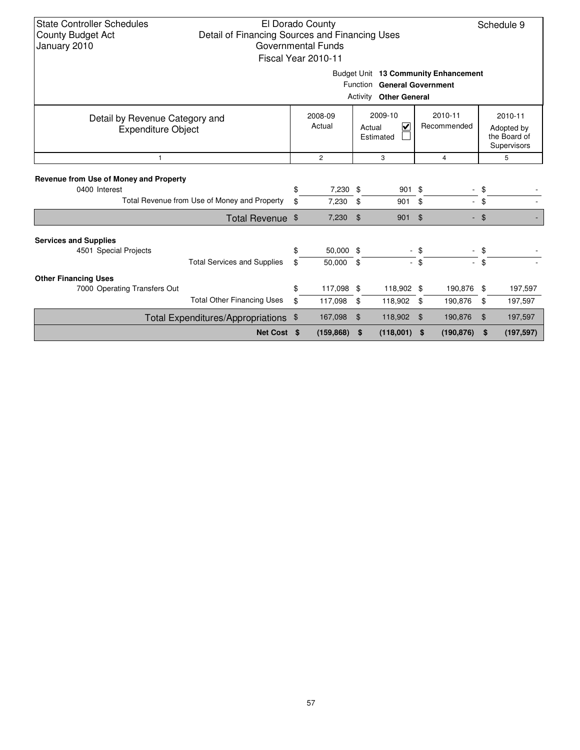State Controller Schedules
County Budget Act
January 2010

El Dorado County
Detail of Financing Sources and Financing Uses
Governmental Funds
Fiscal Year 2010-11

Schedule 9

Budget Unit **13 Community Enhancement**
Function **General Government**
Activity **Other General**

| Detail by Revenue Category and Expenditure Object | 2008-09 Actual | 2009-10 Actual ☑ Estimated ☐ | 2010-11 Recommended | 2010-11 Adopted by the Board of Supervisors |
|---|---|---|---|---|
| 1 | 2 | 3 | 4 | 5 |
| **Revenue from Use of Money and Property** | | | | |
| 0400 Interest | $ 7,230 | $ 901 | $ - | $ - |
| Total Revenue from Use of Money and Property | $ 7,230 | $ 901 | $ - | $ - |
| Total Revenue | $ 7,230 | $ 901 | $ - | $ - |
| **Services and Supplies** | | | | |
| 4501 Special Projects | $ 50,000 | $ - | $ - | $ - |
| Total Services and Supplies | $ 50,000 | $ - | $ - | $ - |
| **Other Financing Uses** | | | | |
| 7000 Operating Transfers Out | $ 117,098 | $ 118,902 | $ 190,876 | $ 197,597 |
| Total Other Financing Uses | $ 117,098 | $ 118,902 | $ 190,876 | $ 197,597 |
| Total Expenditures/Appropriations | $ 167,098 | $ 118,902 | $ 190,876 | $ 197,597 |
| **Net Cost** | **$ (159,868)** | **$ (118,001)** | **$ (190,876)** | **$ (197,597)** |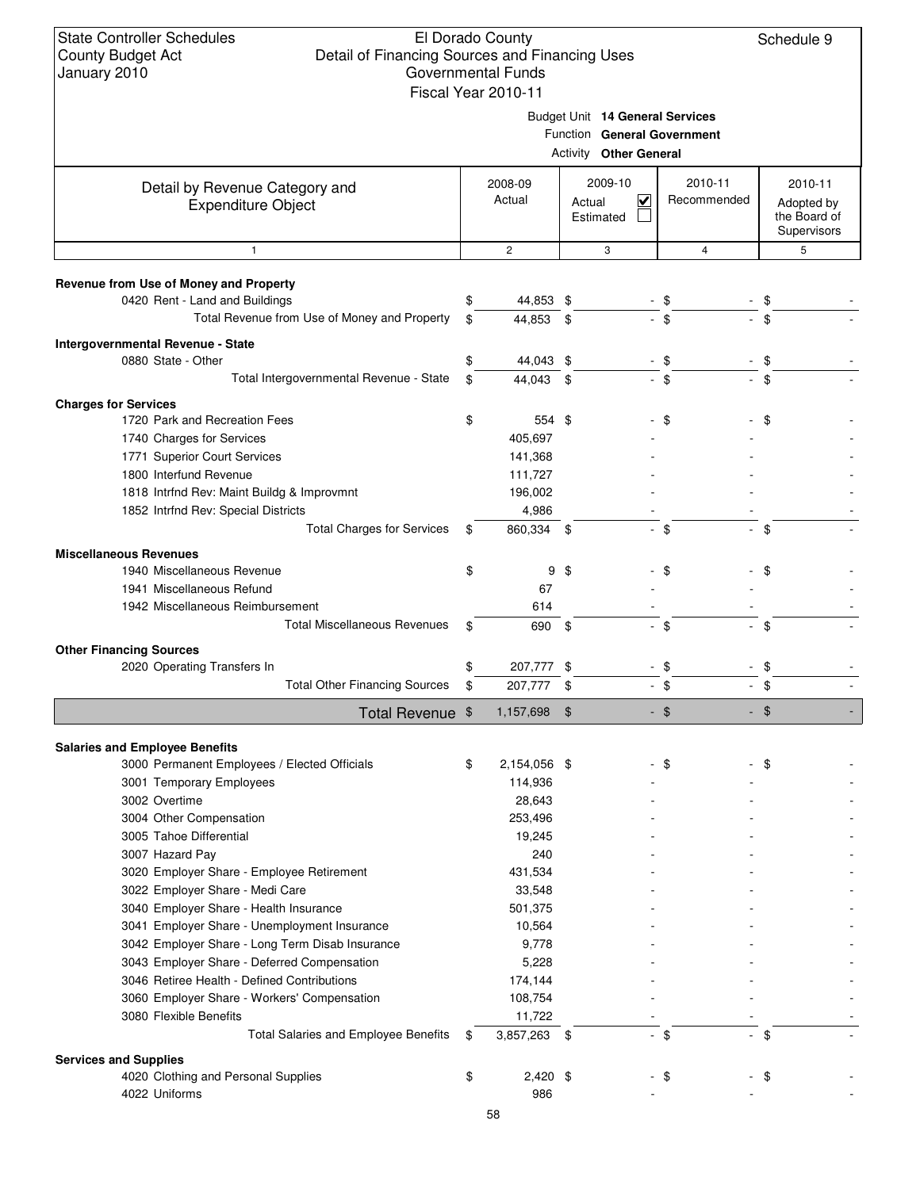State Controller Schedules
County Budget Act
January 2010

El Dorado County
Detail of Financing Sources and Financing Uses
Governmental Funds
Fiscal Year 2010-11

Schedule 9

Budget Unit **14 General Services**
Function **General Government**
Activity **Other General**

| Detail by Revenue Category and Expenditure Object | 2008-09 Actual | 2009-10 Actual ☑ Estimated ☐ | 2010-11 Recommended | 2010-11 Adopted by the Board of Supervisors |
|---|---|---|---|---|
| 1 | 2 | 3 | 4 | 5 |
| **Revenue from Use of Money and Property** | | | | |
| 0420 Rent - Land and Buildings | $ 44,853 | $ - | $ - | $ - |
| Total Revenue from Use of Money and Property | $ 44,853 | $ - | $ - | $ - |
| **Intergovernmental Revenue - State** | | | | |
| 0880 State - Other | $ 44,043 | $ - | $ - | $ - |
| Total Intergovernmental Revenue - State | $ 44,043 | $ - | $ - | $ - |
| **Charges for Services** | | | | |
| 1720 Park and Recreation Fees | $ 554 | $ - | $ - | $ - |
| 1740 Charges for Services | 405,697 | - | - | - |
| 1771 Superior Court Services | 141,368 | - | - | - |
| 1800 Interfund Revenue | 111,727 | - | - | - |
| 1818 Intrfnd Rev: Maint Buildg & Improvmnt | 196,002 | - | - | - |
| 1852 Intrfnd Rev: Special Districts | 4,986 | - | - | - |
| Total Charges for Services | $ 860,334 | $ - | $ - | $ - |
| **Miscellaneous Revenues** | | | | |
| 1940 Miscellaneous Revenue | $ 9 | $ - | $ - | $ - |
| 1941 Miscellaneous Refund | 67 | - | - | - |
| 1942 Miscellaneous Reimbursement | 614 | - | - | - |
| Total Miscellaneous Revenues | $ 690 | $ - | $ - | $ - |
| **Other Financing Sources** | | | | |
| 2020 Operating Transfers In | $ 207,777 | $ - | $ - | $ - |
| Total Other Financing Sources | $ 207,777 | $ - | $ - | $ - |
| **Total Revenue** | $ 1,157,698 | $ - | $ - | $ - |
| **Salaries and Employee Benefits** | | | | |
| 3000 Permanent Employees / Elected Officials | $ 2,154,056 | $ - | $ - | $ - |
| 3001 Temporary Employees | 114,936 | - | - | - |
| 3002 Overtime | 28,643 | - | - | - |
| 3004 Other Compensation | 253,496 | - | - | - |
| 3005 Tahoe Differential | 19,245 | - | - | - |
| 3007 Hazard Pay | 240 | - | - | - |
| 3020 Employer Share - Employee Retirement | 431,534 | - | - | - |
| 3022 Employer Share - Medi Care | 33,548 | - | - | - |
| 3040 Employer Share - Health Insurance | 501,375 | - | - | - |
| 3041 Employer Share - Unemployment Insurance | 10,564 | - | - | - |
| 3042 Employer Share - Long Term Disab Insurance | 9,778 | - | - | - |
| 3043 Employer Share - Deferred Compensation | 5,228 | - | - | - |
| 3046 Retiree Health - Defined Contributions | 174,144 | - | - | - |
| 3060 Employer Share - Workers' Compensation | 108,754 | - | - | - |
| 3080 Flexible Benefits | 11,722 | - | - | - |
| Total Salaries and Employee Benefits | $ 3,857,263 | $ - | $ - | $ - |
| **Services and Supplies** | | | | |
| 4020 Clothing and Personal Supplies | $ 2,420 | $ - | $ - | $ - |
| 4022 Uniforms | 986 | - | - | - |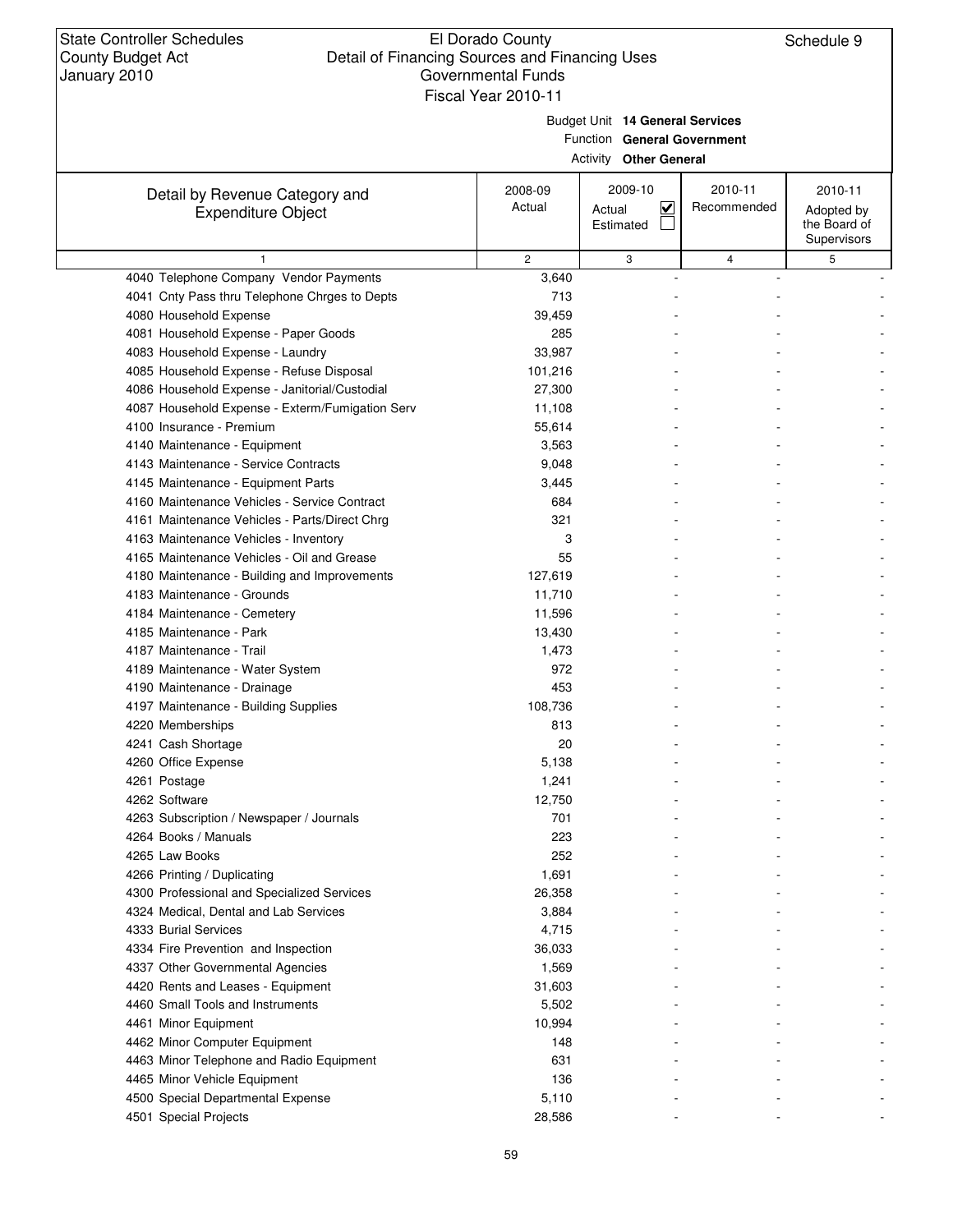State Controller Schedules
County Budget Act
January 2010

El Dorado County
Detail of Financing Sources and Financing Uses
Governmental Funds
Fiscal Year 2010-11

Schedule 9

Budget Unit **14 General Services**
Function **General Government**
Activity **Other General**

| Detail by Revenue Category and Expenditure Object | 2008-09 Actual | 2009-10 Actual ☑ Estimated ☐ | 2010-11 Recommended | 2010-11 Adopted by the Board of Supervisors |
|---|---|---|---|---|
| 1 | 2 | 3 | 4 | 5 |
| 4040 Telephone Company Vendor Payments | 3,640 | - | - | - |
| 4041 Cnty Pass thru Telephone Chrges to Depts | 713 | - | - | - |
| 4080 Household Expense | 39,459 | - | - | - |
| 4081 Household Expense - Paper Goods | 285 | - | - | - |
| 4083 Household Expense - Laundry | 33,987 | - | - | - |
| 4085 Household Expense - Refuse Disposal | 101,216 | - | - | - |
| 4086 Household Expense - Janitorial/Custodial | 27,300 | - | - | - |
| 4087 Household Expense - Exterm/Fumigation Serv | 11,108 | - | - | - |
| 4100 Insurance - Premium | 55,614 | - | - | - |
| 4140 Maintenance - Equipment | 3,563 | - | - | - |
| 4143 Maintenance - Service Contracts | 9,048 | - | - | - |
| 4145 Maintenance - Equipment Parts | 3,445 | - | - | - |
| 4160 Maintenance Vehicles - Service Contract | 684 | - | - | - |
| 4161 Maintenance Vehicles - Parts/Direct Chrg | 321 | - | - | - |
| 4163 Maintenance Vehicles - Inventory | 3 | - | - | - |
| 4165 Maintenance Vehicles - Oil and Grease | 55 | - | - | - |
| 4180 Maintenance - Building and Improvements | 127,619 | - | - | - |
| 4183 Maintenance - Grounds | 11,710 | - | - | - |
| 4184 Maintenance - Cemetery | 11,596 | - | - | - |
| 4185 Maintenance - Park | 13,430 | - | - | - |
| 4187 Maintenance - Trail | 1,473 | - | - | - |
| 4189 Maintenance - Water System | 972 | - | - | - |
| 4190 Maintenance - Drainage | 453 | - | - | - |
| 4197 Maintenance - Building Supplies | 108,736 | - | - | - |
| 4220 Memberships | 813 | - | - | - |
| 4241 Cash Shortage | 20 | - | - | - |
| 4260 Office Expense | 5,138 | - | - | - |
| 4261 Postage | 1,241 | - | - | - |
| 4262 Software | 12,750 | - | - | - |
| 4263 Subscription / Newspaper / Journals | 701 | - | - | - |
| 4264 Books / Manuals | 223 | - | - | - |
| 4265 Law Books | 252 | - | - | - |
| 4266 Printing / Duplicating | 1,691 | - | - | - |
| 4300 Professional and Specialized Services | 26,358 | - | - | - |
| 4324 Medical, Dental and Lab Services | 3,884 | - | - | - |
| 4333 Burial Services | 4,715 | - | - | - |
| 4334 Fire Prevention and Inspection | 36,033 | - | - | - |
| 4337 Other Governmental Agencies | 1,569 | - | - | - |
| 4420 Rents and Leases - Equipment | 31,603 | - | - | - |
| 4460 Small Tools and Instruments | 5,502 | - | - | - |
| 4461 Minor Equipment | 10,994 | - | - | - |
| 4462 Minor Computer Equipment | 148 | - | - | - |
| 4463 Minor Telephone and Radio Equipment | 631 | - | - | - |
| 4465 Minor Vehicle Equipment | 136 | - | - | - |
| 4500 Special Departmental Expense | 5,110 | - | - | - |
| 4501 Special Projects | 28,586 | - | - | - |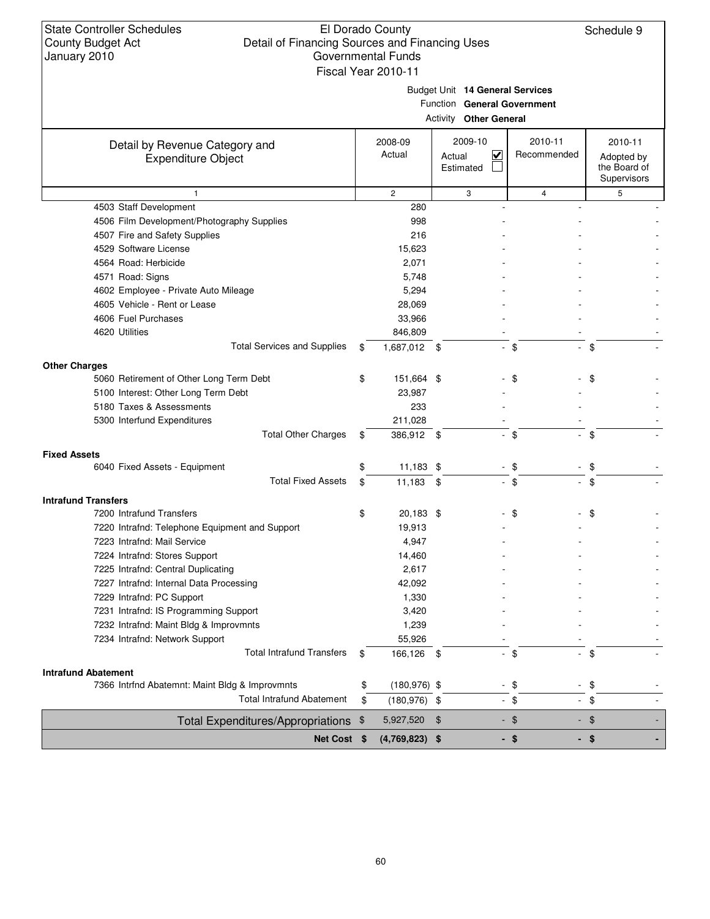State Controller Schedules
County Budget Act
January 2010

El Dorado County
Detail of Financing Sources and Financing Uses
Governmental Funds
Fiscal Year 2010-11

Schedule 9

Budget Unit **14 General Services**
Function **General Government**
Activity **Other General**

| Detail by Revenue Category and Expenditure Object | 2008-09 Actual | 2009-10 Actual ☑ Estimated ☐ | 2010-11 Recommended | 2010-11 Adopted by the Board of Supervisors |
|---|---|---|---|---|
| 1 | 2 | 3 | 4 | 5 |
| 4503 Staff Development | 280 | - | - | - |
| 4506 Film Development/Photography Supplies | 998 | - | - | - |
| 4507 Fire and Safety Supplies | 216 | - | - | - |
| 4529 Software License | 15,623 | - | - | - |
| 4564 Road: Herbicide | 2,071 | - | - | - |
| 4571 Road: Signs | 5,748 | - | - | - |
| 4602 Employee - Private Auto Mileage | 5,294 | - | - | - |
| 4605 Vehicle - Rent or Lease | 28,069 | - | - | - |
| 4606 Fuel Purchases | 33,966 | - | - | - |
| 4620 Utilities | 846,809 | - | - | - |
| Total Services and Supplies | $ 1,687,012 | $ - | $ - | $ - |
| **Other Charges** | | | | |
| 5060 Retirement of Other Long Term Debt | $ 151,664 | $ - | $ - | $ - |
| 5100 Interest: Other Long Term Debt | 23,987 | - | - | - |
| 5180 Taxes & Assessments | 233 | - | - | - |
| 5300 Interfund Expenditures | 211,028 | - | - | - |
| Total Other Charges | $ 386,912 | $ - | $ - | $ - |
| **Fixed Assets** | | | | |
| 6040 Fixed Assets - Equipment | $ 11,183 | $ - | $ - | $ - |
| Total Fixed Assets | $ 11,183 | $ - | $ - | $ - |
| **Intrafund Transfers** | | | | |
| 7200 Intrafund Transfers | $ 20,183 | $ - | $ - | $ - |
| 7220 Intrafnd: Telephone Equipment and Support | 19,913 | - | - | - |
| 7223 Intrafnd: Mail Service | 4,947 | - | - | - |
| 7224 Intrafnd: Stores Support | 14,460 | - | - | - |
| 7225 Intrafnd: Central Duplicating | 2,617 | - | - | - |
| 7227 Intrafnd: Internal Data Processing | 42,092 | - | - | - |
| 7229 Intrafnd: PC Support | 1,330 | - | - | - |
| 7231 Intrafnd: IS Programming Support | 3,420 | - | - | - |
| 7232 Intrafnd: Maint Bldg & Improvmnts | 1,239 | - | - | - |
| 7234 Intrafnd: Network Support | 55,926 | - | - | - |
| Total Intrafund Transfers | $ 166,126 | $ - | $ - | $ - |
| **Intrafund Abatement** | | | | |
| 7366 Intrfnd Abatemnt: Maint Bldg & Improvmnts | $ (180,976) | $ - | $ - | $ - |
| Total Intrafund Abatement | $ (180,976) | $ - | $ - | $ - |
| Total Expenditures/Appropriations | $ 5,927,520 | $ - | $ - | $ - |
| **Net Cost** | **$ (4,769,823)** | **$ -** | **$ -** | **$ -** |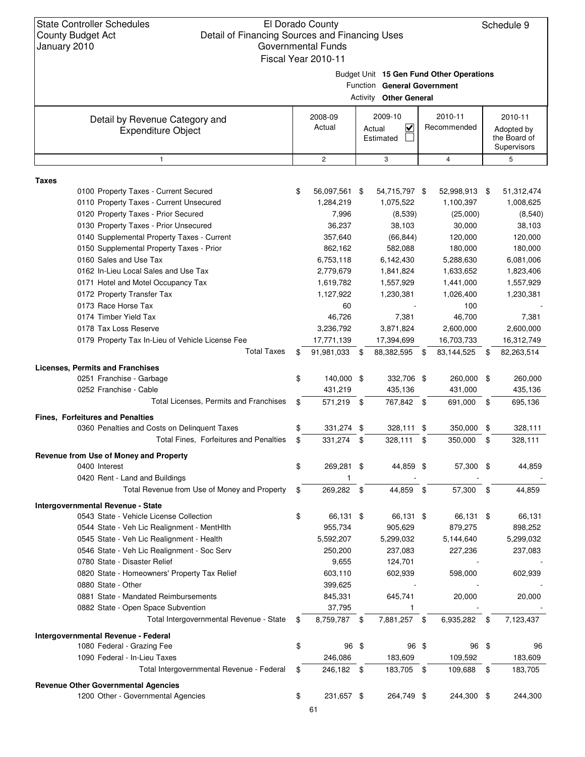State Controller Schedules
County Budget Act
January 2010

# El Dorado County
## Detail of Financing Sources and Financing Uses
### Governmental Funds
### Fiscal Year 2010-11

Schedule 9

Budget Unit **15 Gen Fund Other Operations**
Function **General Government**
Activity **Other General**

| Detail by Revenue Category and Expenditure Object | 2008-09 Actual | 2009-10 Actual ☑ Estimated ☐ | 2010-11 Recommended | 2010-11 Adopted by the Board of Supervisors |
|---|---|---|---|---|
| 1 | 2 | 3 | 4 | 5 |
| **Taxes** | | | | |
| 0100 Property Taxes - Current Secured | $ 56,097,561 | $ 54,715,797 | $ 52,998,913 | $ 51,312,474 |
| 0110 Property Taxes - Current Unsecured | 1,284,219 | 1,075,522 | 1,100,397 | 1,008,625 |
| 0120 Property Taxes - Prior Secured | 7,996 | (8,539) | (25,000) | (8,540) |
| 0130 Property Taxes - Prior Unsecured | 36,237 | 38,103 | 30,000 | 38,103 |
| 0140 Supplemental Property Taxes - Current | 357,640 | (66,844) | 120,000 | 120,000 |
| 0150 Supplemental Property Taxes - Prior | 862,162 | 582,088 | 180,000 | 180,000 |
| 0160 Sales and Use Tax | 6,753,118 | 6,142,430 | 5,288,630 | 6,081,006 |
| 0162 In-Lieu Local Sales and Use Tax | 2,779,679 | 1,841,824 | 1,633,652 | 1,823,406 |
| 0171 Hotel and Motel Occupancy Tax | 1,619,782 | 1,557,929 | 1,441,000 | 1,557,929 |
| 0172 Property Transfer Tax | 1,127,922 | 1,230,381 | 1,026,400 | 1,230,381 |
| 0173 Race Horse Tax | 60 | - | 100 | - |
| 0174 Timber Yield Tax | 46,726 | 7,381 | 46,700 | 7,381 |
| 0178 Tax Loss Reserve | 3,236,792 | 3,871,824 | 2,600,000 | 2,600,000 |
| 0179 Property Tax In-Lieu of Vehicle License Fee | 17,771,139 | 17,394,699 | 16,703,733 | 16,312,749 |
| Total Taxes | $ 91,981,033 | $ 88,382,595 | $ 83,144,525 | $ 82,263,514 |
| **Licenses, Permits and Franchises** | | | | |
| 0251 Franchise - Garbage | $ 140,000 | $ 332,706 | $ 260,000 | $ 260,000 |
| 0252 Franchise - Cable | 431,219 | 435,136 | 431,000 | 435,136 |
| Total Licenses, Permits and Franchises | $ 571,219 | $ 767,842 | $ 691,000 | $ 695,136 |
| **Fines, Forfeitures and Penalties** | | | | |
| 0360 Penalties and Costs on Delinquent Taxes | $ 331,274 | $ 328,111 | $ 350,000 | $ 328,111 |
| Total Fines, Forfeitures and Penalties | $ 331,274 | $ 328,111 | $ 350,000 | $ 328,111 |
| **Revenue from Use of Money and Property** | | | | |
| 0400 Interest | $ 269,281 | $ 44,859 | $ 57,300 | $ 44,859 |
| 0420 Rent - Land and Buildings | 1 | - | - | - |
| Total Revenue from Use of Money and Property | $ 269,282 | $ 44,859 | $ 57,300 | $ 44,859 |
| **Intergovernmental Revenue - State** | | | | |
| 0543 State - Vehicle License Collection | $ 66,131 | $ 66,131 | $ 66,131 | $ 66,131 |
| 0544 State - Veh Lic Realignment - MentHlth | 955,734 | 905,629 | 879,275 | 898,252 |
| 0545 State - Veh Lic Realignment - Health | 5,592,207 | 5,299,032 | 5,144,640 | 5,299,032 |
| 0546 State - Veh Lic Realignment - Soc Serv | 250,200 | 237,083 | 227,236 | 237,083 |
| 0780 State - Disaster Relief | 9,655 | 124,701 | - | - |
| 0820 State - Homeowners' Property Tax Relief | 603,110 | 602,939 | 598,000 | 602,939 |
| 0880 State - Other | 399,625 | - | - | - |
| 0881 State - Mandated Reimbursements | 845,331 | 645,741 | 20,000 | 20,000 |
| 0882 State - Open Space Subvention | 37,795 | 1 | - | - |
| Total Intergovernmental Revenue - State | $ 8,759,787 | $ 7,881,257 | $ 6,935,282 | $ 7,123,437 |
| **Intergovernmental Revenue - Federal** | | | | |
| 1080 Federal - Grazing Fee | $ 96 | $ 96 | $ 96 | $ 96 |
| 1090 Federal - In-Lieu Taxes | 246,086 | 183,609 | 109,592 | 183,609 |
| Total Intergovernmental Revenue - Federal | $ 246,182 | $ 183,705 | $ 109,688 | $ 183,705 |
| **Revenue Other Governmental Agencies** | | | | |
| 1200 Other - Governmental Agencies | $ 231,657 | $ 264,749 | $ 244,300 | $ 244,300 |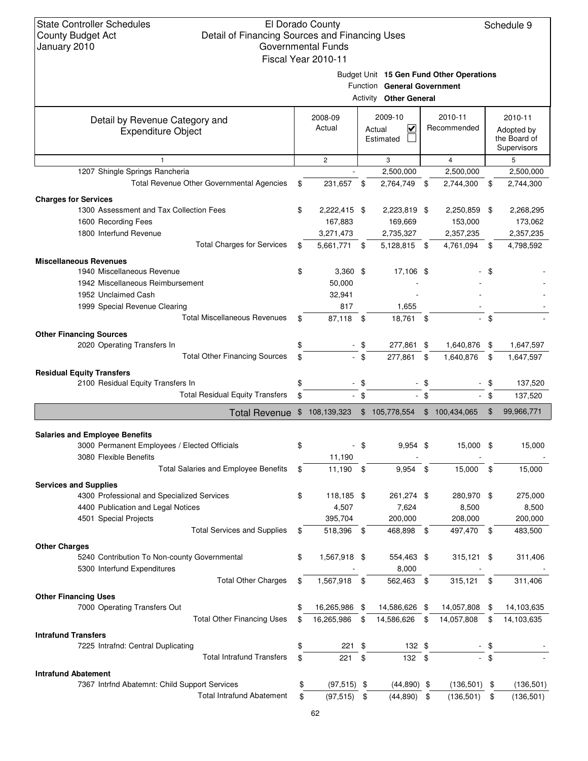State Controller Schedules
County Budget Act
January 2010

El Dorado County
Detail of Financing Sources and Financing Uses
Governmental Funds
Fiscal Year 2010-11

Schedule 9

Budget Unit **15 Gen Fund Other Operations**
Function **General Government**
Activity **Other General**

| Detail by Revenue Category and Expenditure Object | 2008-09 Actual | 2009-10 Actual ☑ Estimated ☐ | 2010-11 Recommended | 2010-11 Adopted by the Board of Supervisors |
|---|---|---|---|---|
| 1 | 2 | 3 | 4 | 5 |
| 1207 Shingle Springs Rancheria | - | 2,500,000 | 2,500,000 | 2,500,000 |
| Total Revenue Other Governmental Agencies | $ 231,657 | $ 2,764,749 | $ 2,744,300 | $ 2,744,300 |
| **Charges for Services** | | | | |
| 1300 Assessment and Tax Collection Fees | $ 2,222,415 | $ 2,223,819 | $ 2,250,859 | $ 2,268,295 |
| 1600 Recording Fees | 167,883 | 169,669 | 153,000 | 173,062 |
| 1800 Interfund Revenue | 3,271,473 | 2,735,327 | 2,357,235 | 2,357,235 |
| Total Charges for Services | $ 5,661,771 | $ 5,128,815 | $ 4,761,094 | $ 4,798,592 |
| **Miscellaneous Revenues** | | | | |
| 1940 Miscellaneous Revenue | $ 3,360 | $ 17,106 | $ - | $ - |
| 1942 Miscellaneous Reimbursement | 50,000 | - | - | - |
| 1952 Unclaimed Cash | 32,941 | - | - | - |
| 1999 Special Revenue Clearing | 817 | 1,655 | - | - |
| Total Miscellaneous Revenues | $ 87,118 | $ 18,761 | $ - | $ - |
| **Other Financing Sources** | | | | |
| 2020 Operating Transfers In | $ - | $ 277,861 | $ 1,640,876 | $ 1,647,597 |
| Total Other Financing Sources | $ - | $ 277,861 | $ 1,640,876 | $ 1,647,597 |
| **Residual Equity Transfers** | | | | |
| 2100 Residual Equity Transfers In | $ - | $ - | $ - | $ 137,520 |
| Total Residual Equity Transfers | $ - | $ - | $ - | $ 137,520 |
| **Total Revenue** | $ 108,139,323 | $ 105,778,554 | $ 100,434,065 | $ 99,966,771 |
| **Salaries and Employee Benefits** | | | | |
| 3000 Permanent Employees / Elected Officials | $ - | $ 9,954 | $ 15,000 | $ 15,000 |
| 3080 Flexible Benefits | 11,190 | - | - | - |
| Total Salaries and Employee Benefits | $ 11,190 | $ 9,954 | $ 15,000 | $ 15,000 |
| **Services and Supplies** | | | | |
| 4300 Professional and Specialized Services | $ 118,185 | $ 261,274 | $ 280,970 | $ 275,000 |
| 4400 Publication and Legal Notices | 4,507 | 7,624 | 8,500 | 8,500 |
| 4501 Special Projects | 395,704 | 200,000 | 208,000 | 200,000 |
| Total Services and Supplies | $ 518,396 | $ 468,898 | $ 497,470 | $ 483,500 |
| **Other Charges** | | | | |
| 5240 Contribution To Non-county Governmental | $ 1,567,918 | $ 554,463 | $ 315,121 | $ 311,406 |
| 5300 Interfund Expenditures | - | 8,000 | - | - |
| Total Other Charges | $ 1,567,918 | $ 562,463 | $ 315,121 | $ 311,406 |
| **Other Financing Uses** | | | | |
| 7000 Operating Transfers Out | $ 16,265,986 | $ 14,586,626 | $ 14,057,808 | $ 14,103,635 |
| Total Other Financing Uses | $ 16,265,986 | $ 14,586,626 | $ 14,057,808 | $ 14,103,635 |
| **Intrafund Transfers** | | | | |
| 7225 Intrafnd: Central Duplicating | $ 221 | $ 132 | $ - | $ - |
| Total Intrafund Transfers | $ 221 | $ 132 | $ - | $ - |
| **Intrafund Abatement** | | | | |
| 7367 Intrfnd Abatemnt: Child Support Services | $ (97,515) | $ (44,890) | $ (136,501) | $ (136,501) |
| Total Intrafund Abatement | $ (97,515) | $ (44,890) | $ (136,501) | $ (136,501) |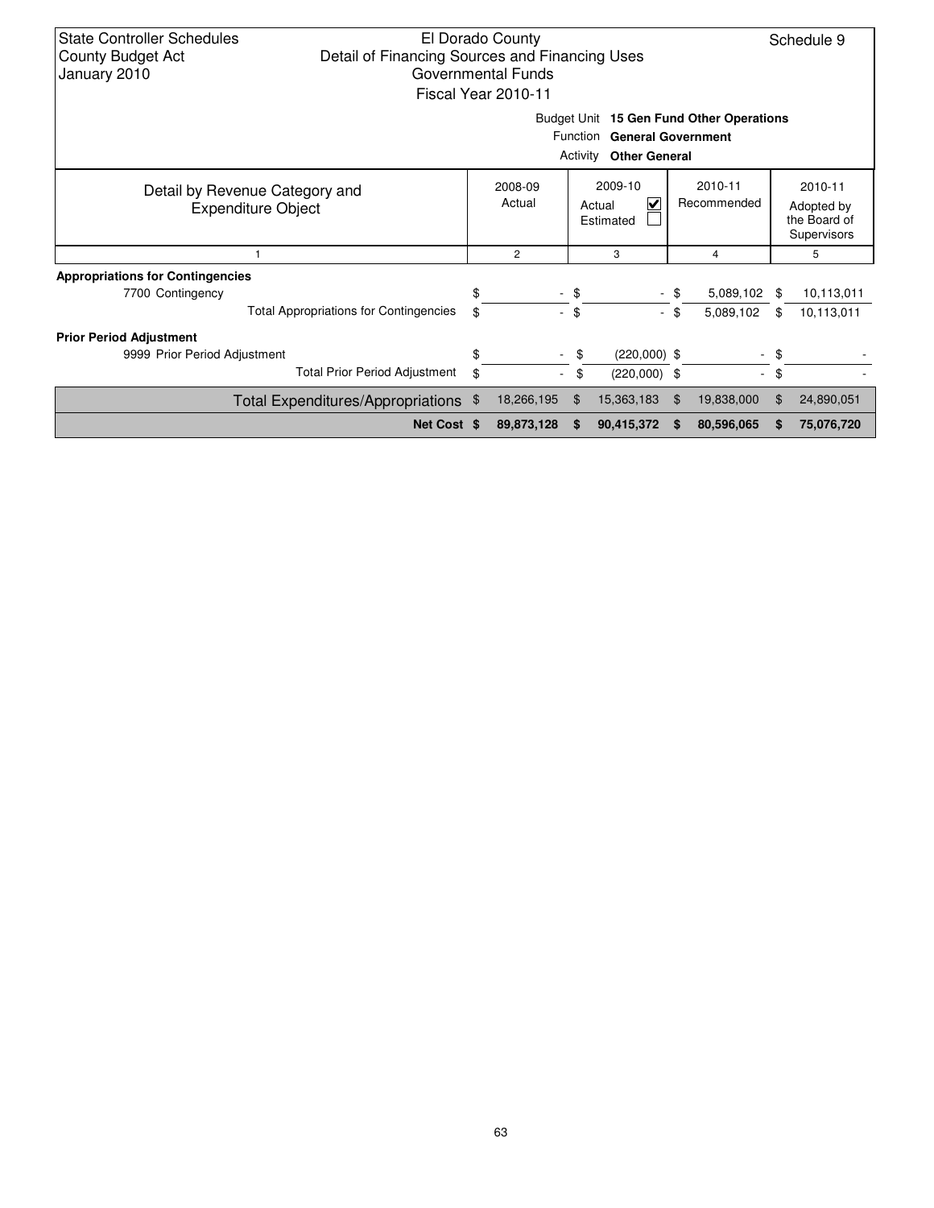State Controller Schedules
County Budget Act
January 2010

El Dorado County
Detail of Financing Sources and Financing Uses
Governmental Funds
Fiscal Year 2010-11

Schedule 9

Budget Unit **15 Gen Fund Other Operations**
Function **General Government**
Activity **Other General**

| Detail by Revenue Category and Expenditure Object | 2008-09 Actual | 2009-10 Actual ☑ Estimated ☐ | 2010-11 Recommended | 2010-11 Adopted by the Board of Supervisors |
|---|---|---|---|---|
| 1 | 2 | 3 | 4 | 5 |
| **Appropriations for Contingencies** | | | | |
| 7700 Contingency | $ - | $ - | $ 5,089,102 | $ 10,113,011 |
| Total Appropriations for Contingencies | $ - | $ - | $ 5,089,102 | $ 10,113,011 |
| **Prior Period Adjustment** | | | | |
| 9999 Prior Period Adjustment | $ - | $ (220,000) | $ - | $ - |
| Total Prior Period Adjustment | $ - | $ (220,000) | $ - | $ - |
| Total Expenditures/Appropriations | $ 18,266,195 | $ 15,363,183 | $ 19,838,000 | $ 24,890,051 |
| **Net Cost** | **$ 89,873,128** | **$ 90,415,372** | **$ 80,596,065** | **$ 75,076,720** |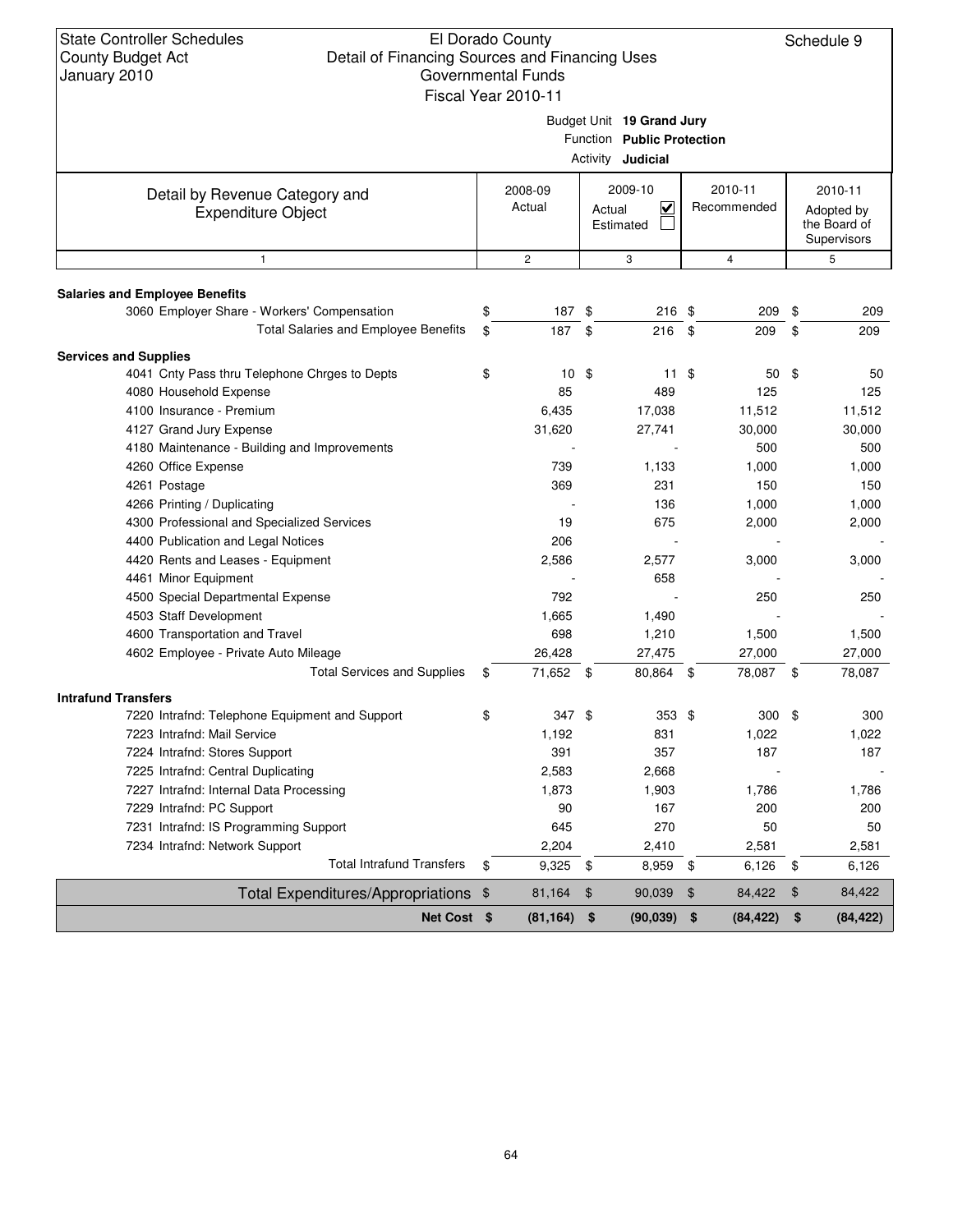State Controller Schedules
County Budget Act
January 2010

El Dorado County
Detail of Financing Sources and Financing Uses
Governmental Funds
Fiscal Year 2010-11

Schedule 9

Budget Unit **19 Grand Jury**
Function **Public Protection**
Activity **Judicial**

| Detail by Revenue Category and Expenditure Object | 2008-09 Actual | 2009-10 Actual ☑ Estimated ☐ | 2010-11 Recommended | 2010-11 Adopted by the Board of Supervisors |
|---|---|---|---|---|
| 1 | 2 | 3 | 4 | 5 |
| **Salaries and Employee Benefits** | | | | |
| 3060 Employer Share - Workers' Compensation | $ 187 | $ 216 | $ 209 | $ 209 |
| Total Salaries and Employee Benefits | $ 187 | $ 216 | $ 209 | $ 209 |
| **Services and Supplies** | | | | |
| 4041 Cnty Pass thru Telephone Chrges to Depts | $ 10 | $ 11 | $ 50 | $ 50 |
| 4080 Household Expense | 85 | 489 | 125 | 125 |
| 4100 Insurance - Premium | 6,435 | 17,038 | 11,512 | 11,512 |
| 4127 Grand Jury Expense | 31,620 | 27,741 | 30,000 | 30,000 |
| 4180 Maintenance - Building and Improvements | - | - | 500 | 500 |
| 4260 Office Expense | 739 | 1,133 | 1,000 | 1,000 |
| 4261 Postage | 369 | 231 | 150 | 150 |
| 4266 Printing / Duplicating | - | 136 | 1,000 | 1,000 |
| 4300 Professional and Specialized Services | 19 | 675 | 2,000 | 2,000 |
| 4400 Publication and Legal Notices | 206 | - | - | - |
| 4420 Rents and Leases - Equipment | 2,586 | 2,577 | 3,000 | 3,000 |
| 4461 Minor Equipment | - | 658 | - | - |
| 4500 Special Departmental Expense | 792 | - | 250 | 250 |
| 4503 Staff Development | 1,665 | 1,490 | - | - |
| 4600 Transportation and Travel | 698 | 1,210 | 1,500 | 1,500 |
| 4602 Employee - Private Auto Mileage | 26,428 | 27,475 | 27,000 | 27,000 |
| Total Services and Supplies | $ 71,652 | $ 80,864 | $ 78,087 | $ 78,087 |
| **Intrafund Transfers** | | | | |
| 7220 Intrafnd: Telephone Equipment and Support | $ 347 | $ 353 | $ 300 | $ 300 |
| 7223 Intrafnd: Mail Service | 1,192 | 831 | 1,022 | 1,022 |
| 7224 Intrafnd: Stores Support | 391 | 357 | 187 | 187 |
| 7225 Intrafnd: Central Duplicating | 2,583 | 2,668 | - | - |
| 7227 Intrafnd: Internal Data Processing | 1,873 | 1,903 | 1,786 | 1,786 |
| 7229 Intrafnd: PC Support | 90 | 167 | 200 | 200 |
| 7231 Intrafnd: IS Programming Support | 645 | 270 | 50 | 50 |
| 7234 Intrafnd: Network Support | 2,204 | 2,410 | 2,581 | 2,581 |
| Total Intrafund Transfers | $ 9,325 | $ 8,959 | $ 6,126 | $ 6,126 |
| Total Expenditures/Appropriations | $ 81,164 | $ 90,039 | $ 84,422 | $ 84,422 |
| **Net Cost** | **$ (81,164)** | **$ (90,039)** | **$ (84,422)** | **$ (84,422)** |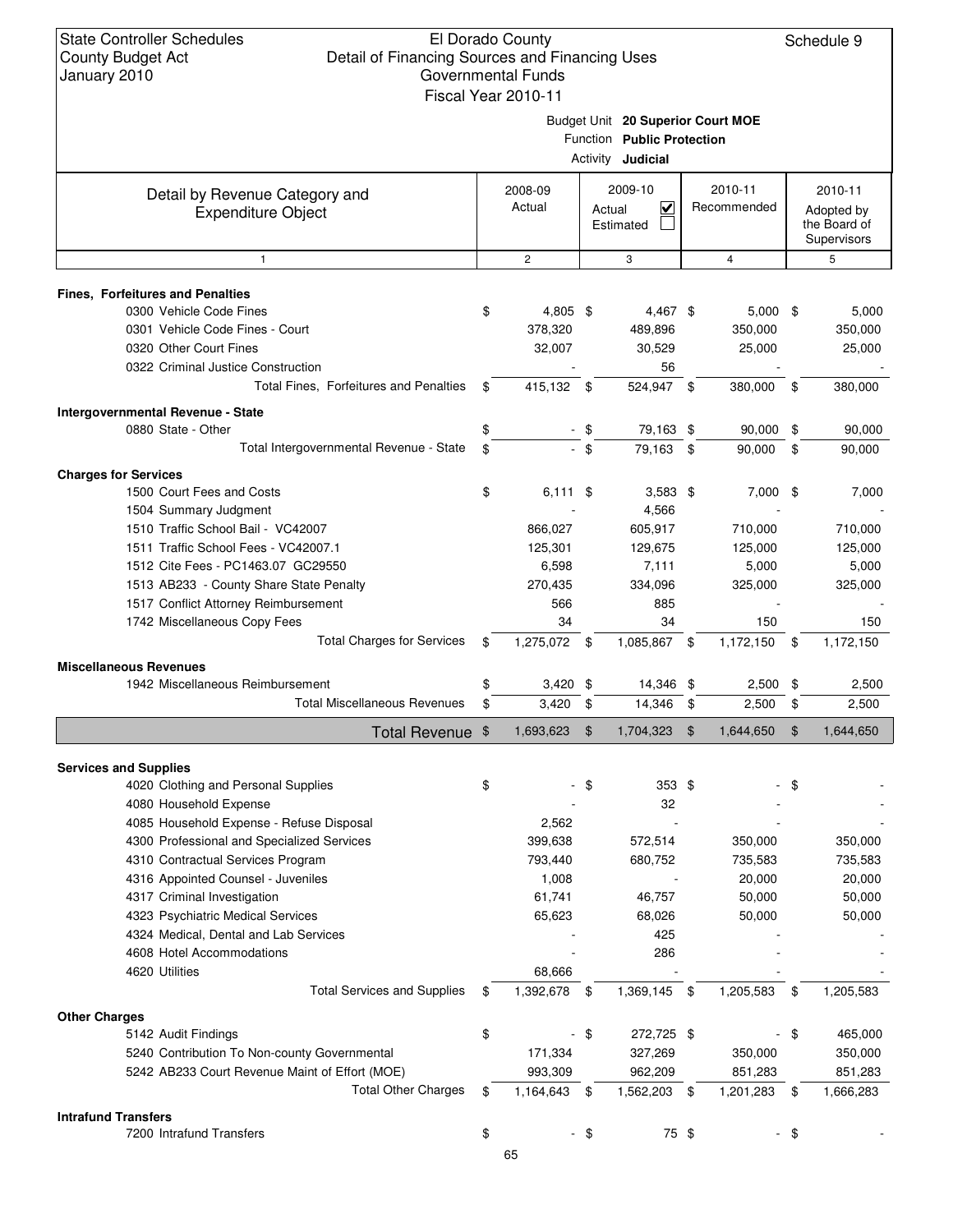State Controller Schedules
County Budget Act
January 2010

El Dorado County
Detail of Financing Sources and Financing Uses
Governmental Funds
Fiscal Year 2010-11

Schedule 9

Budget Unit **20 Superior Court MOE**
Function **Public Protection**
Activity **Judicial**

| Detail by Revenue Category and Expenditure Object | 2008-09 Actual | 2009-10 Actual ☑ Estimated ☐ | 2010-11 Recommended | 2010-11 Adopted by the Board of Supervisors |
|---|---|---|---|---|
| 1 | 2 | 3 | 4 | 5 |
| **Fines, Forfeitures and Penalties** | | | | |
| 0300 Vehicle Code Fines | $ 4,805 | $ 4,467 | $ 5,000 | $ 5,000 |
| 0301 Vehicle Code Fines - Court | 378,320 | 489,896 | 350,000 | 350,000 |
| 0320 Other Court Fines | 32,007 | 30,529 | 25,000 | 25,000 |
| 0322 Criminal Justice Construction | - | 56 | - | - |
| Total Fines, Forfeitures and Penalties | $ 415,132 | $ 524,947 | $ 380,000 | $ 380,000 |
| **Intergovernmental Revenue - State** | | | | |
| 0880 State - Other | $ - | $ 79,163 | $ 90,000 | $ 90,000 |
| Total Intergovernmental Revenue - State | $ - | $ 79,163 | $ 90,000 | $ 90,000 |
| **Charges for Services** | | | | |
| 1500 Court Fees and Costs | $ 6,111 | $ 3,583 | $ 7,000 | $ 7,000 |
| 1504 Summary Judgment | - | 4,566 | - | - |
| 1510 Traffic School Bail - VC42007 | 866,027 | 605,917 | 710,000 | 710,000 |
| 1511 Traffic School Fees - VC42007.1 | 125,301 | 129,675 | 125,000 | 125,000 |
| 1512 Cite Fees - PC1463.07 GC29550 | 6,598 | 7,111 | 5,000 | 5,000 |
| 1513 AB233 - County Share State Penalty | 270,435 | 334,096 | 325,000 | 325,000 |
| 1517 Conflict Attorney Reimbursement | 566 | 885 | - | - |
| 1742 Miscellaneous Copy Fees | 34 | 34 | 150 | 150 |
| Total Charges for Services | $ 1,275,072 | $ 1,085,867 | $ 1,172,150 | $ 1,172,150 |
| **Miscellaneous Revenues** | | | | |
| 1942 Miscellaneous Reimbursement | $ 3,420 | $ 14,346 | $ 2,500 | $ 2,500 |
| Total Miscellaneous Revenues | $ 3,420 | $ 14,346 | $ 2,500 | $ 2,500 |
| **Total Revenue** | $ 1,693,623 | $ 1,704,323 | $ 1,644,650 | $ 1,644,650 |
| **Services and Supplies** | | | | |
| 4020 Clothing and Personal Supplies | $ - | $ 353 | $ - | $ - |
| 4080 Household Expense | - | 32 | - | - |
| 4085 Household Expense - Refuse Disposal | 2,562 | - | - | - |
| 4300 Professional and Specialized Services | 399,638 | 572,514 | 350,000 | 350,000 |
| 4310 Contractual Services Program | 793,440 | 680,752 | 735,583 | 735,583 |
| 4316 Appointed Counsel - Juveniles | 1,008 | - | 20,000 | 20,000 |
| 4317 Criminal Investigation | 61,741 | 46,757 | 50,000 | 50,000 |
| 4323 Psychiatric Medical Services | 65,623 | 68,026 | 50,000 | 50,000 |
| 4324 Medical, Dental and Lab Services | - | 425 | - | - |
| 4608 Hotel Accommodations | - | 286 | - | - |
| 4620 Utilities | 68,666 | - | - | - |
| Total Services and Supplies | $ 1,392,678 | $ 1,369,145 | $ 1,205,583 | $ 1,205,583 |
| **Other Charges** | | | | |
| 5142 Audit Findings | $ - | $ 272,725 | $ - | $ 465,000 |
| 5240 Contribution To Non-county Governmental | 171,334 | 327,269 | 350,000 | 350,000 |
| 5242 AB233 Court Revenue Maint of Effort (MOE) | 993,309 | 962,209 | 851,283 | 851,283 |
| Total Other Charges | $ 1,164,643 | $ 1,562,203 | $ 1,201,283 | $ 1,666,283 |
| **Intrafund Transfers** | | | | |
| 7200 Intrafund Transfers | $ - | $ 75 | $ - | $ - |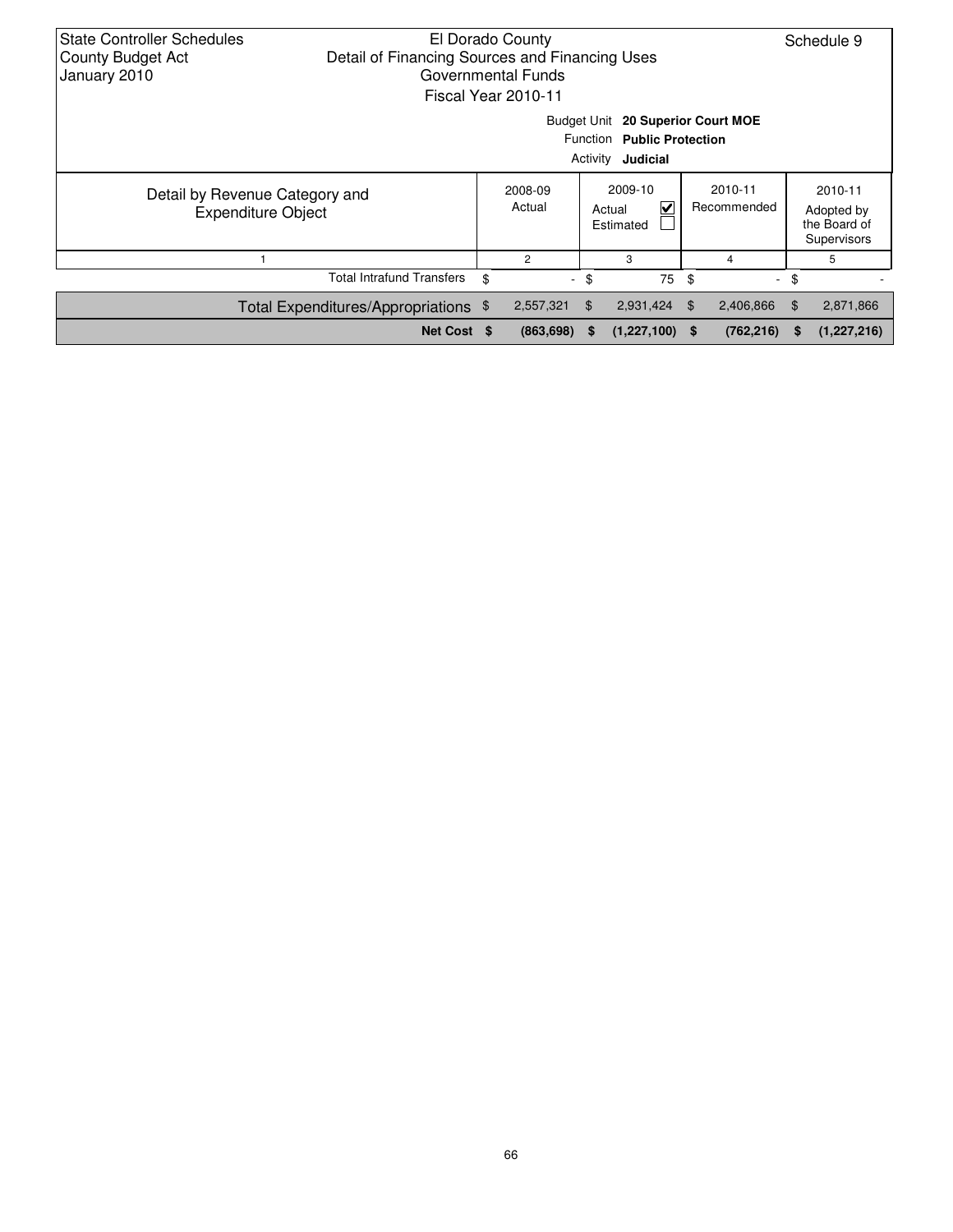State Controller Schedules
County Budget Act
January 2010

El Dorado County
Detail of Financing Sources and Financing Uses
Governmental Funds
Fiscal Year 2010-11

Schedule 9

Budget Unit **20 Superior Court MOE**
Function **Public Protection**
Activity **Judicial**

| Detail by Revenue Category and Expenditure Object | 2008-09 Actual | 2009-10 Actual ☑ Estimated ☐ | 2010-11 Recommended | 2010-11 Adopted by the Board of Supervisors |
|---|---|---|---|---|
| 1 | 2 | 3 | 4 | 5 |
| Total Intrafund Transfers | $ - | $ 75 | $ - | $ - |
| Total Expenditures/Appropriations | $ 2,557,321 | $ 2,931,424 | $ 2,406,866 | $ 2,871,866 |
| **Net Cost** | **$ (863,698)** | **$ (1,227,100)** | **$ (762,216)** | **$ (1,227,216)** |